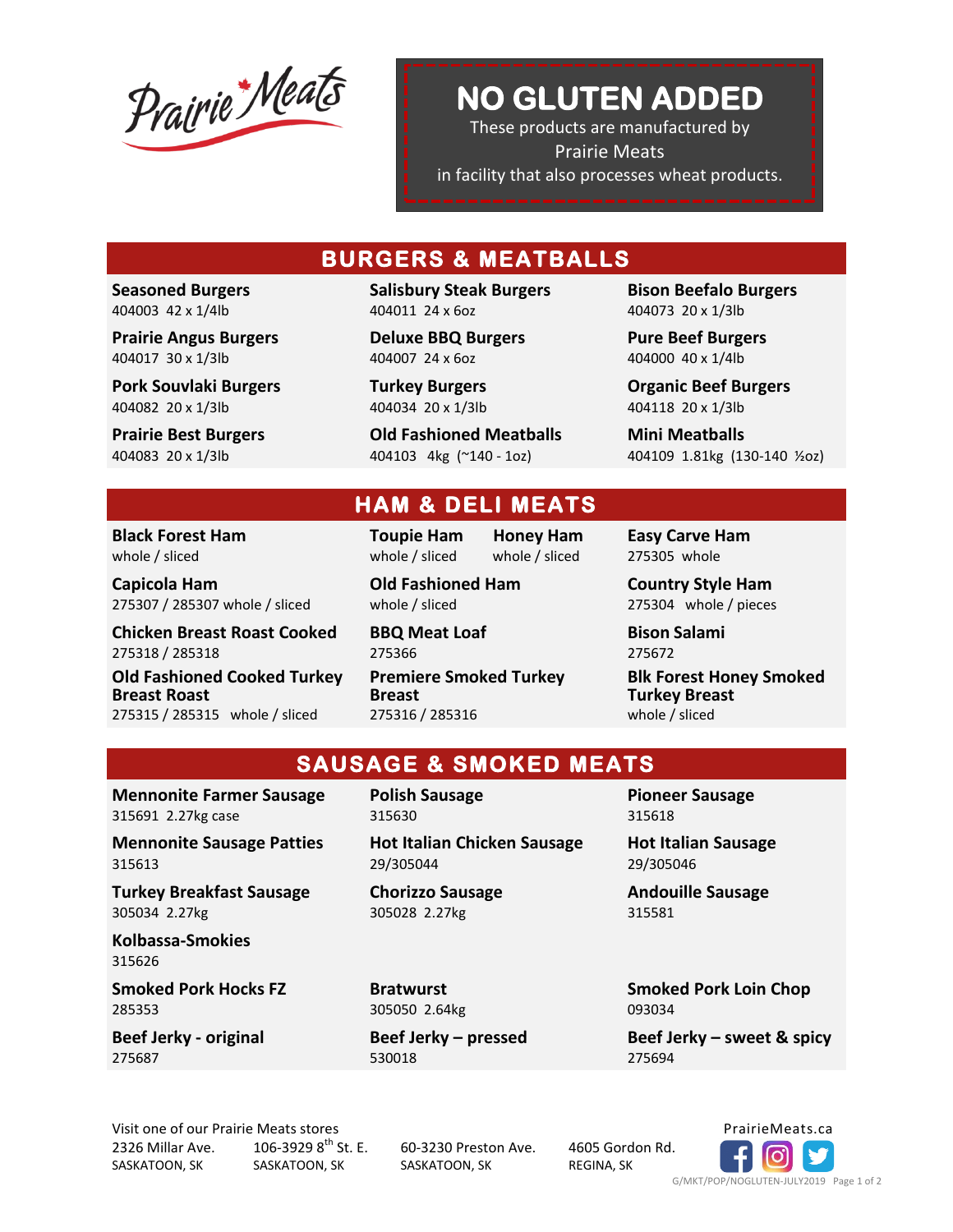Prairie Meats

# NO GLUTEN ADDED

These products are manufactured by Prairie Meats in facility that also processes wheat products.

## BURGERS & MEATBALLS

**Seasoned Burgers**
404003 42 x 1/4lb

**Salisbury Steak Burgers**
404011 24 x 6oz

**Bison Beefalo Burgers**
404073 20 x 1/3lb

**Prairie Angus Burgers**
404017 30 x 1/3lb

**Deluxe BBQ Burgers**
404007 24 x 6oz

**Pure Beef Burgers**
404000 40 x 1/4lb

**Pork Souvlaki Burgers**
404082 20 x 1/3lb

**Turkey Burgers**
404034 20 x 1/3lb

**Organic Beef Burgers**
404118 20 x 1/3lb

**Prairie Best Burgers**
404083 20 x 1/3lb

**Old Fashioned Meatballs**
404103 4kg (~140 - 1oz)

**Mini Meatballs**
404109 1.81kg (130-140 ½oz)

## HAM & DELI MEATS

**Black Forest Ham**
whole / sliced

**Toupie Ham**
whole / sliced

**Honey Ham**
whole / sliced

**Easy Carve Ham**
275305 whole

**Capicola Ham**
275307 / 285307 whole / sliced

**Old Fashioned Ham**
whole / sliced

**Country Style Ham**
275304 whole / pieces

**Chicken Breast Roast Cooked**
275318 / 285318

**BBQ Meat Loaf**
275366

**Bison Salami**
275672

**Old Fashioned Cooked Turkey Breast Roast**
275315 / 285315 whole / sliced

**Premiere Smoked Turkey Breast**
275316 / 285316

**Blk Forest Honey Smoked Turkey Breast**
whole / sliced

## SAUSAGE & SMOKED MEATS

**Mennonite Farmer Sausage**
315691 2.27kg case

**Polish Sausage**
315630

**Pioneer Sausage**
315618

**Mennonite Sausage Patties**
315613

**Hot Italian Chicken Sausage**
29/305044

**Hot Italian Sausage**
29/305046

**Turkey Breakfast Sausage**
305034 2.27kg

**Chorizzo Sausage**
305028 2.27kg

**Andouille Sausage**
315581

**Kolbassa-Smokies**
315626

**Smoked Pork Hocks FZ**
285353

**Bratwurst**
305050 2.64kg

**Smoked Pork Loin Chop**
093034

**Beef Jerky - original**
275687

**Beef Jerky – pressed**
530018

**Beef Jerky – sweet & spicy**
275694

Visit one of our Prairie Meats stores

2326 Millar Ave.
SASKATOON, SK

106-3929 8th St. E.
SASKATOON, SK

60-3230 Preston Ave.
SASKATOON, SK

4605 Gordon Rd.
REGINA, SK

PrairieMeats.ca

G/MKT/POP/NOGLUTEN-JULY2019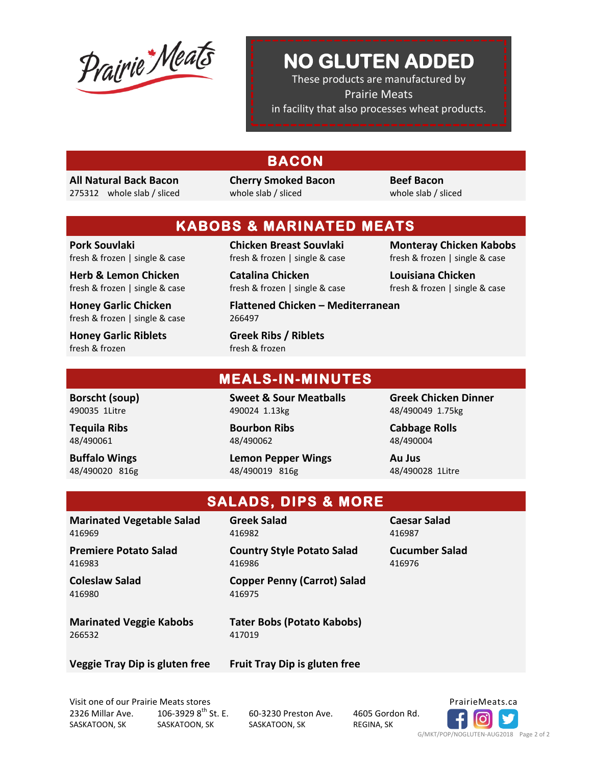Prairie Meats

# NO GLUTEN ADDED

These products are manufactured by Prairie Meats in facility that also processes wheat products.

## BACON

**All Natural Back Bacon**
275312 whole slab / sliced

**Cherry Smoked Bacon**
whole slab / sliced

**Beef Bacon**
whole slab / sliced

## KABOBS & MARINATED MEATS

**Pork Souvlaki**
fresh & frozen | single & case

**Chicken Breast Souvlaki**
fresh & frozen | single & case

**Monteray Chicken Kabobs**
fresh & frozen | single & case

**Herb & Lemon Chicken**
fresh & frozen | single & case

**Catalina Chicken**
fresh & frozen | single & case

**Louisiana Chicken**
fresh & frozen | single & case

**Honey Garlic Chicken**
fresh & frozen | single & case

**Flattened Chicken – Mediterranean**
266497

**Honey Garlic Riblets**
fresh & frozen

**Greek Ribs / Riblets**
fresh & frozen

## MEALS-IN-MINUTES

**Borscht (soup)**
490035 1Litre

**Sweet & Sour Meatballs**
490024 1.13kg

**Greek Chicken Dinner**
48/490049 1.75kg

**Tequila Ribs**
48/490061

**Bourbon Ribs**
48/490062

**Cabbage Rolls**
48/490004

**Buffalo Wings**
48/490020 816g

**Lemon Pepper Wings**
48/490019 816g

**Au Jus**
48/490028 1Litre

## SALADS, DIPS & MORE

**Marinated Vegetable Salad**
416969

**Greek Salad**
416982

**Caesar Salad**
416987

**Premiere Potato Salad**
416983

**Country Style Potato Salad**
416986

**Cucumber Salad**
416976

**Coleslaw Salad**
416980

**Copper Penny (Carrot) Salad**
416975

**Marinated Veggie Kabobs**
266532

**Tater Bobs (Potato Kabobs)**
417019

**Veggie Tray Dip is gluten free**

**Fruit Tray Dip is gluten free**

Visit one of our Prairie Meats stores

2326 Millar Ave.
SASKATOON, SK

106-3929 8th St. E.
SASKATOON, SK

60-3230 Preston Ave.
SASKATOON, SK

4605 Gordon Rd.
REGINA, SK

PrairieMeats.ca

G/MKT/POP/NOGLUTEN-AUG2018